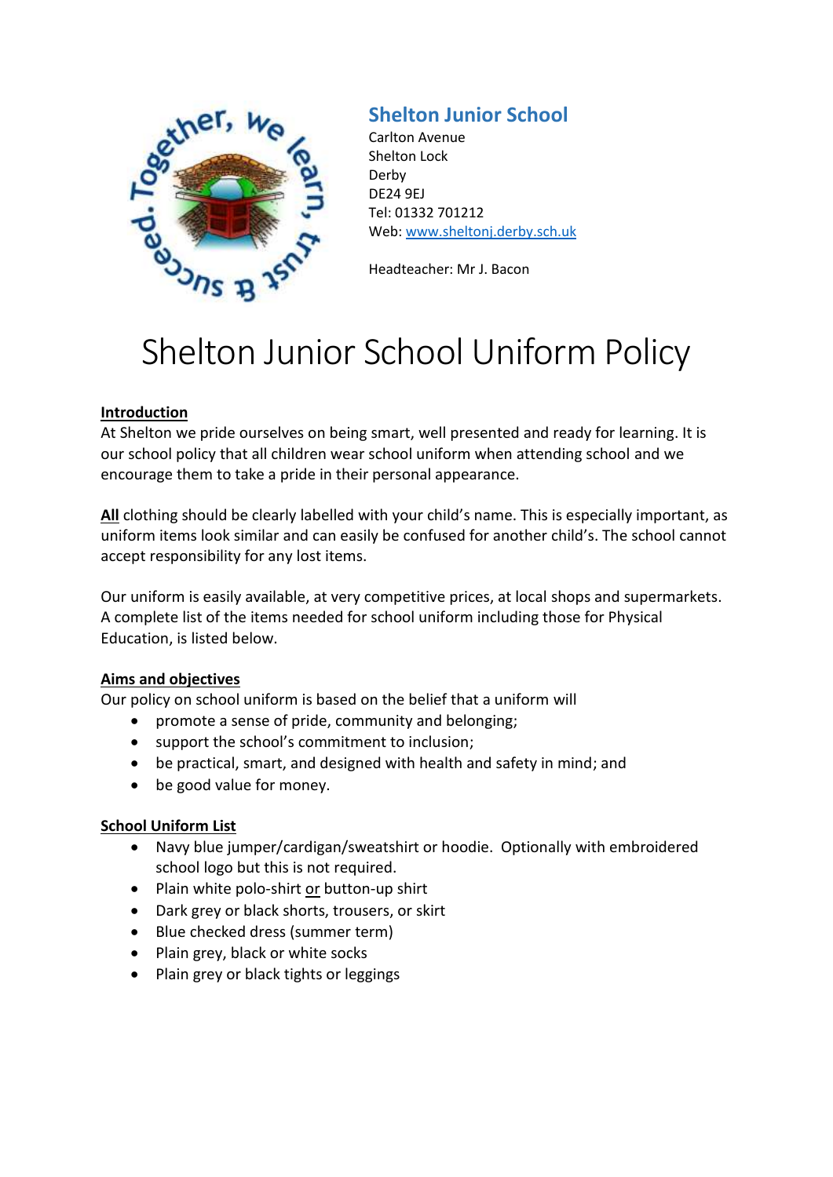**Shelton Junior School**
Carlton Avenue
Shelton Lock
Derby
DE24 9EJ
Tel: 01332 701212
Web: [www.sheltonj.derby.sch.uk](http://www.sheltonj.derby.sch.uk)

Headteacher: Mr J. Bacon

# Shelton Junior School Uniform Policy

## Introduction

At Shelton we pride ourselves on being smart, well presented and ready for learning. It is our school policy that all children wear school uniform when attending school and we encourage them to take a pride in their personal appearance.

**All** clothing should be clearly labelled with your child's name. This is especially important, as uniform items look similar and can easily be confused for another child's. The school cannot accept responsibility for any lost items.

Our uniform is easily available, at very competitive prices, at local shops and supermarkets. A complete list of the items needed for school uniform including those for Physical Education, is listed below.

## Aims and objectives

Our policy on school uniform is based on the belief that a uniform will

- promote a sense of pride, community and belonging;
- support the school's commitment to inclusion;
- be practical, smart, and designed with health and safety in mind; and
- be good value for money.

## School Uniform List

- Navy blue jumper/cardigan/sweatshirt or hoodie. Optionally with embroidered school logo but this is not required.
- Plain white polo-shirt or button-up shirt
- Dark grey or black shorts, trousers, or skirt
- Blue checked dress (summer term)
- Plain grey, black or white socks
- Plain grey or black tights or leggings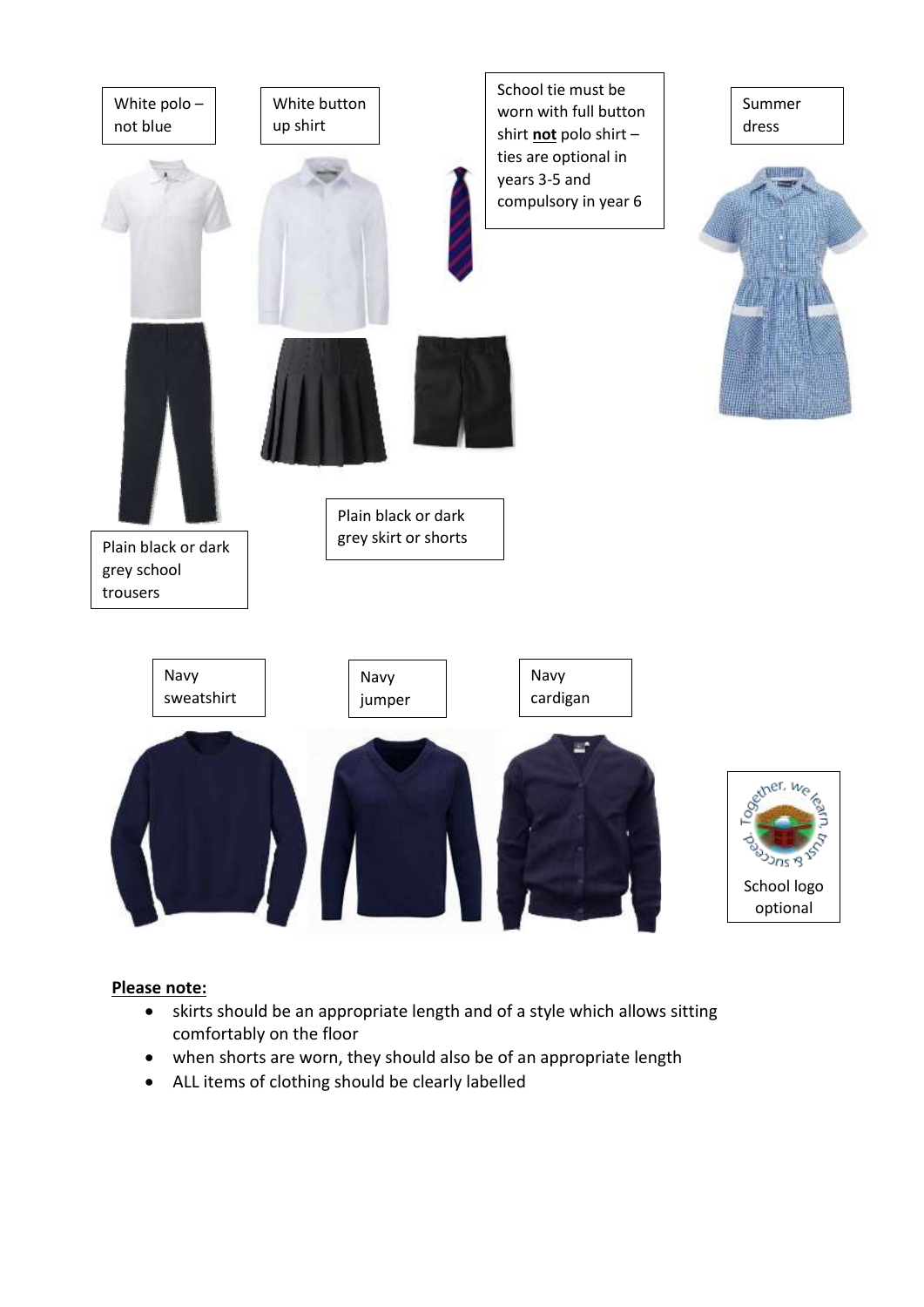White polo – not blue

White button up shirt

School tie must be worn with full button shirt **not** polo shirt – ties are optional in years 3-5 and compulsory in year 6

Summer dress

Plain black or dark grey school trousers

Plain black or dark grey skirt or shorts

Navy sweatshirt

Navy jumper

Navy cardigan

School logo optional

**Please note:**

- skirts should be an appropriate length and of a style which allows sitting comfortably on the floor
- when shorts are worn, they should also be of an appropriate length
- ALL items of clothing should be clearly labelled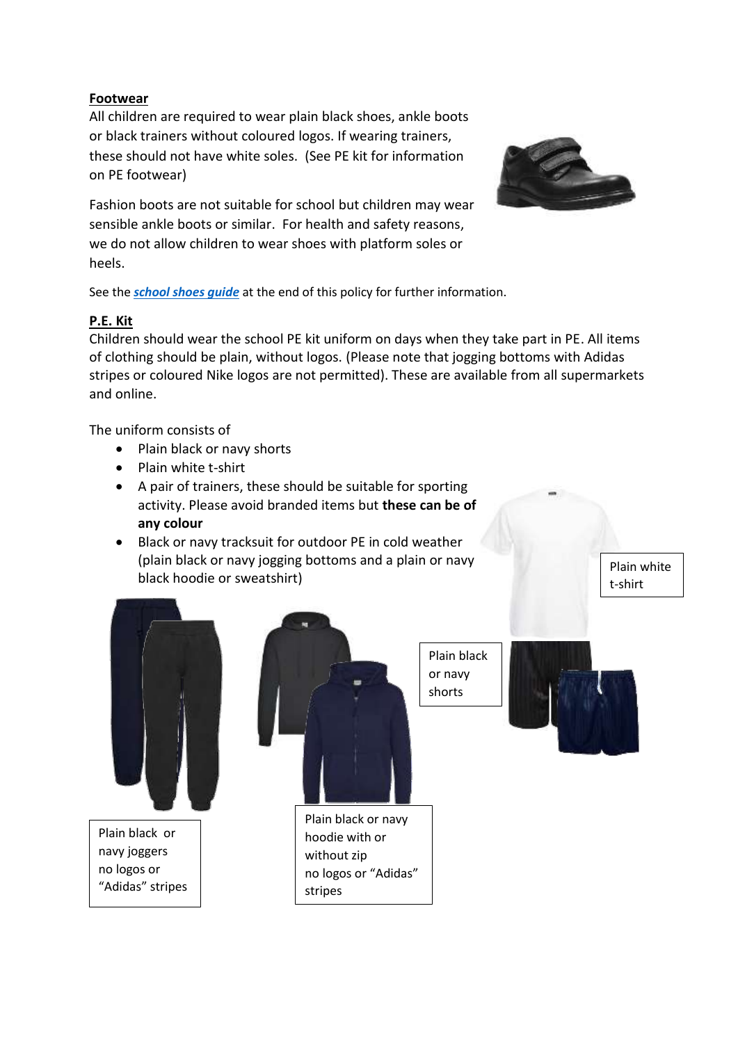**Footwear**

All children are required to wear plain black shoes, ankle boots or black trainers without coloured logos. If wearing trainers, these should not have white soles. (See PE kit for information on PE footwear)

Fashion boots are not suitable for school but children may wear sensible ankle boots or similar. For health and safety reasons, we do not allow children to wear shoes with platform soles or heels.

See the ***school shoes guide*** at the end of this policy for further information.

**P.E. Kit**

Children should wear the school PE kit uniform on days when they take part in PE. All items of clothing should be plain, without logos. (Please note that jogging bottoms with Adidas stripes or coloured Nike logos are not permitted). These are available from all supermarkets and online.

The uniform consists of

- Plain black or navy shorts
- Plain white t-shirt
- A pair of trainers, these should be suitable for sporting activity. Please avoid branded items but **these can be of any colour**
- Black or navy tracksuit for outdoor PE in cold weather (plain black or navy jogging bottoms and a plain or navy black hoodie or sweatshirt)

Plain white t-shirt

Plain black or navy shorts

Plain black or navy joggers no logos or “Adidas” stripes

Plain black or navy hoodie with or without zip no logos or “Adidas” stripes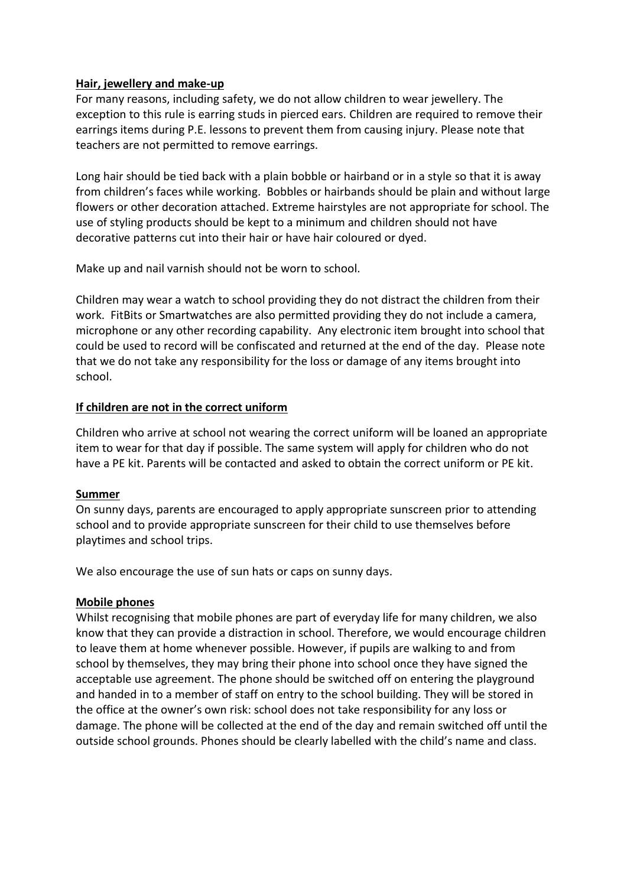**Hair, jewellery and make-up**

For many reasons, including safety, we do not allow children to wear jewellery. The exception to this rule is earring studs in pierced ears. Children are required to remove their earrings items during P.E. lessons to prevent them from causing injury. Please note that teachers are not permitted to remove earrings.

Long hair should be tied back with a plain bobble or hairband or in a style so that it is away from children's faces while working. Bobbles or hairbands should be plain and without large flowers or other decoration attached. Extreme hairstyles are not appropriate for school. The use of styling products should be kept to a minimum and children should not have decorative patterns cut into their hair or have hair coloured or dyed.

Make up and nail varnish should not be worn to school.

Children may wear a watch to school providing they do not distract the children from their work. FitBits or Smartwatches are also permitted providing they do not include a camera, microphone or any other recording capability. Any electronic item brought into school that could be used to record will be confiscated and returned at the end of the day. Please note that we do not take any responsibility for the loss or damage of any items brought into school.

**If children are not in the correct uniform**

Children who arrive at school not wearing the correct uniform will be loaned an appropriate item to wear for that day if possible. The same system will apply for children who do not have a PE kit. Parents will be contacted and asked to obtain the correct uniform or PE kit.

**Summer**

On sunny days, parents are encouraged to apply appropriate sunscreen prior to attending school and to provide appropriate sunscreen for their child to use themselves before playtimes and school trips.

We also encourage the use of sun hats or caps on sunny days.

**Mobile phones**

Whilst recognising that mobile phones are part of everyday life for many children, we also know that they can provide a distraction in school. Therefore, we would encourage children to leave them at home whenever possible. However, if pupils are walking to and from school by themselves, they may bring their phone into school once they have signed the acceptable use agreement. The phone should be switched off on entering the playground and handed in to a member of staff on entry to the school building. They will be stored in the office at the owner's own risk: school does not take responsibility for any loss or damage. The phone will be collected at the end of the day and remain switched off until the outside school grounds. Phones should be clearly labelled with the child's name and class.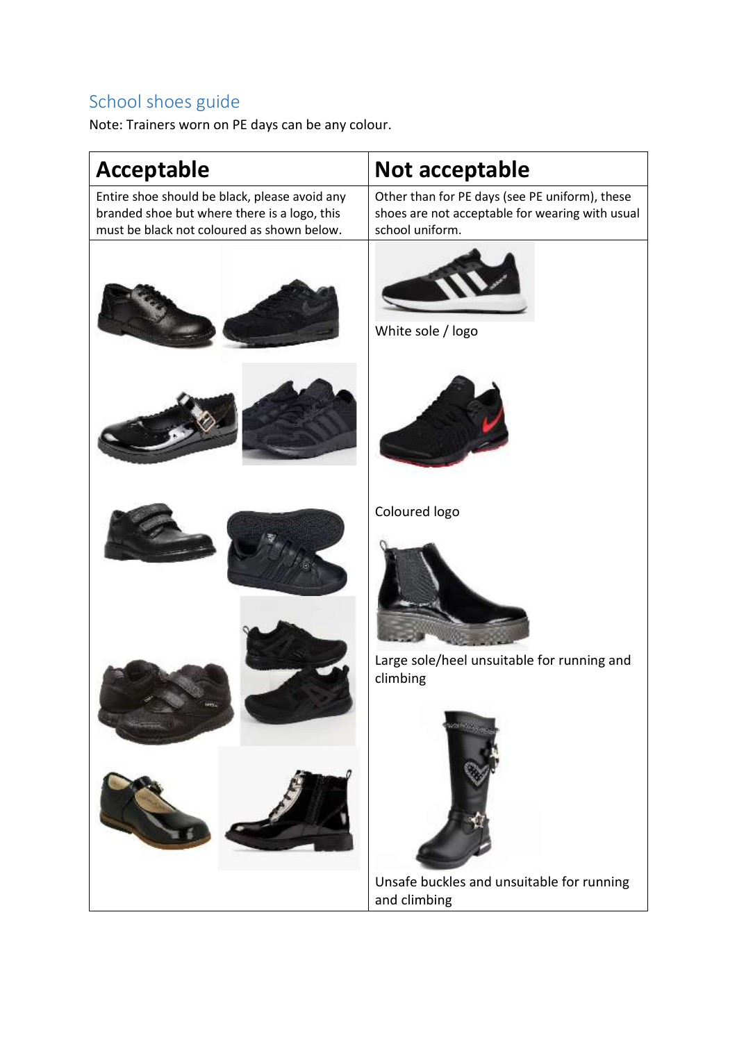## School shoes guide

Note: Trainers worn on PE days can be any colour.

| Acceptable | Not acceptable |
| --- | --- |
| Entire shoe should be black, please avoid any branded shoe but where there is a logo, this must be black not coloured as shown below. | Other than for PE days (see PE uniform), these shoes are not acceptable for wearing with usual school uniform. |
| | White sole / logo<br><br>Coloured logo<br><br>Large sole/heel unsuitable for running and climbing<br><br>Unsafe buckles and unsuitable for running and climbing |